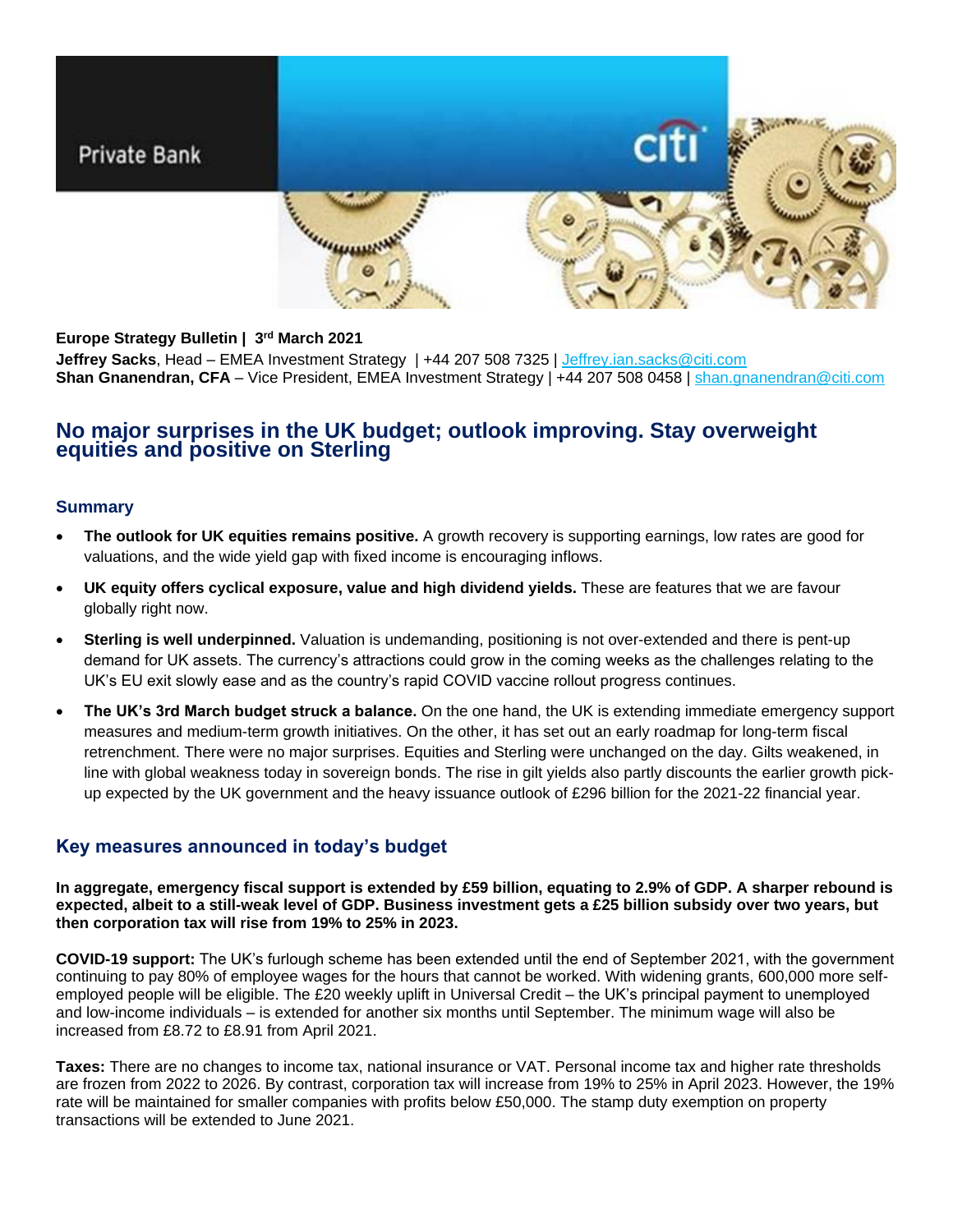Private Bank

**Europe Strategy Bulletin | 3rd March 2021**
**Jeffrey Sacks**, Head – EMEA Investment Strategy | +44 207 508 7325 | Jeffrey.ian.sacks@citi.com
**Shan Gnanendran, CFA** – Vice President, EMEA Investment Strategy | +44 207 508 0458 | shan.gnanendran@citi.com

# No major surprises in the UK budget; outlook improving. Stay overweight equities and positive on Sterling

## Summary

- **The outlook for UK equities remains positive.** A growth recovery is supporting earnings, low rates are good for valuations, and the wide yield gap with fixed income is encouraging inflows.
- **UK equity offers cyclical exposure, value and high dividend yields.** These are features that we are favour globally right now.
- **Sterling is well underpinned.** Valuation is undemanding, positioning is not over-extended and there is pent-up demand for UK assets. The currency's attractions could grow in the coming weeks as the challenges relating to the UK's EU exit slowly ease and as the country's rapid COVID vaccine rollout progress continues.
- **The UK's 3rd March budget struck a balance.** On the one hand, the UK is extending immediate emergency support measures and medium-term growth initiatives. On the other, it has set out an early roadmap for long-term fiscal retrenchment. There were no major surprises. Equities and Sterling were unchanged on the day. Gilts weakened, in line with global weakness today in sovereign bonds. The rise in gilt yields also partly discounts the earlier growth pick-up expected by the UK government and the heavy issuance outlook of £296 billion for the 2021-22 financial year.

## Key measures announced in today's budget

**In aggregate, emergency fiscal support is extended by £59 billion, equating to 2.9% of GDP. A sharper rebound is expected, albeit to a still-weak level of GDP. Business investment gets a £25 billion subsidy over two years, but then corporation tax will rise from 19% to 25% in 2023.**

**COVID-19 support:** The UK's furlough scheme has been extended until the end of September 2021, with the government continuing to pay 80% of employee wages for the hours that cannot be worked. With widening grants, 600,000 more self-employed people will be eligible. The £20 weekly uplift in Universal Credit – the UK's principal payment to unemployed and low-income individuals – is extended for another six months until September. The minimum wage will also be increased from £8.72 to £8.91 from April 2021.

**Taxes:** There are no changes to income tax, national insurance or VAT. Personal income tax and higher rate thresholds are frozen from 2022 to 2026. By contrast, corporation tax will increase from 19% to 25% in April 2023. However, the 19% rate will be maintained for smaller companies with profits below £50,000. The stamp duty exemption on property transactions will be extended to June 2021.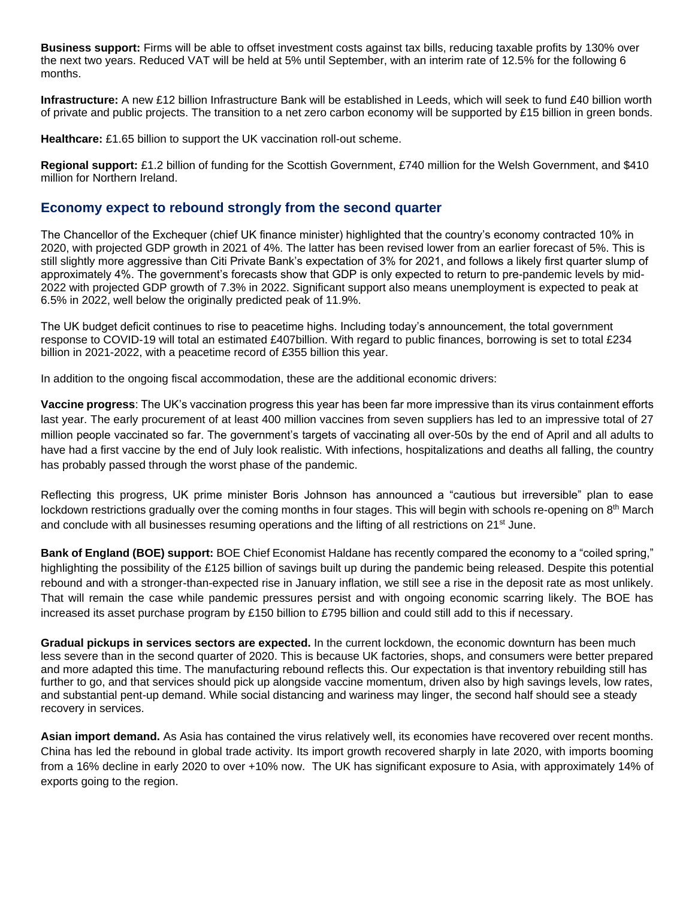**Business support:** Firms will be able to offset investment costs against tax bills, reducing taxable profits by 130% over the next two years. Reduced VAT will be held at 5% until September, with an interim rate of 12.5% for the following 6 months.

**Infrastructure:** A new £12 billion Infrastructure Bank will be established in Leeds, which will seek to fund £40 billion worth of private and public projects. The transition to a net zero carbon economy will be supported by £15 billion in green bonds.

**Healthcare:** £1.65 billion to support the UK vaccination roll-out scheme.

**Regional support:** £1.2 billion of funding for the Scottish Government, £740 million for the Welsh Government, and $410 million for Northern Ireland.

## Economy expect to rebound strongly from the second quarter

The Chancellor of the Exchequer (chief UK finance minister) highlighted that the country's economy contracted 10% in 2020, with projected GDP growth in 2021 of 4%. The latter has been revised lower from an earlier forecast of 5%. This is still slightly more aggressive than Citi Private Bank's expectation of 3% for 2021, and follows a likely first quarter slump of approximately 4%. The government's forecasts show that GDP is only expected to return to pre-pandemic levels by mid-2022 with projected GDP growth of 7.3% in 2022. Significant support also means unemployment is expected to peak at 6.5% in 2022, well below the originally predicted peak of 11.9%.

The UK budget deficit continues to rise to peacetime highs. Including today's announcement, the total government response to COVID-19 will total an estimated £407billion. With regard to public finances, borrowing is set to total £234 billion in 2021-2022, with a peacetime record of £355 billion this year.

In addition to the ongoing fiscal accommodation, these are the additional economic drivers:

**Vaccine progress**: The UK's vaccination progress this year has been far more impressive than its virus containment efforts last year. The early procurement of at least 400 million vaccines from seven suppliers has led to an impressive total of 27 million people vaccinated so far. The government's targets of vaccinating all over-50s by the end of April and all adults to have had a first vaccine by the end of July look realistic. With infections, hospitalizations and deaths all falling, the country has probably passed through the worst phase of the pandemic.

Reflecting this progress, UK prime minister Boris Johnson has announced a "cautious but irreversible" plan to ease lockdown restrictions gradually over the coming months in four stages. This will begin with schools re-opening on 8th March and conclude with all businesses resuming operations and the lifting of all restrictions on 21st June.

**Bank of England (BOE) support:** BOE Chief Economist Haldane has recently compared the economy to a "coiled spring," highlighting the possibility of the £125 billion of savings built up during the pandemic being released. Despite this potential rebound and with a stronger-than-expected rise in January inflation, we still see a rise in the deposit rate as most unlikely. That will remain the case while pandemic pressures persist and with ongoing economic scarring likely. The BOE has increased its asset purchase program by £150 billion to £795 billion and could still add to this if necessary.

**Gradual pickups in services sectors are expected.** In the current lockdown, the economic downturn has been much less severe than in the second quarter of 2020. This is because UK factories, shops, and consumers were better prepared and more adapted this time. The manufacturing rebound reflects this. Our expectation is that inventory rebuilding still has further to go, and that services should pick up alongside vaccine momentum, driven also by high savings levels, low rates, and substantial pent-up demand. While social distancing and wariness may linger, the second half should see a steady recovery in services.

**Asian import demand.** As Asia has contained the virus relatively well, its economies have recovered over recent months. China has led the rebound in global trade activity. Its import growth recovered sharply in late 2020, with imports booming from a 16% decline in early 2020 to over +10% now. The UK has significant exposure to Asia, with approximately 14% of exports going to the region.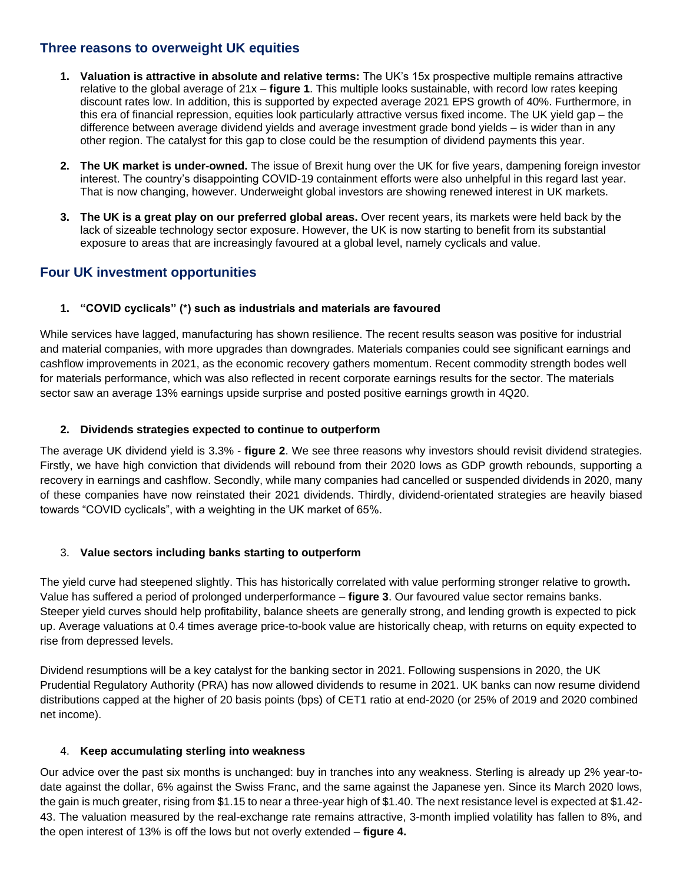## Three reasons to overweight UK equities

1. **Valuation is attractive in absolute and relative terms:** The UK's 15x prospective multiple remains attractive relative to the global average of 21x – **figure 1**. This multiple looks sustainable, with record low rates keeping discount rates low. In addition, this is supported by expected average 2021 EPS growth of 40%. Furthermore, in this era of financial repression, equities look particularly attractive versus fixed income. The UK yield gap – the difference between average dividend yields and average investment grade bond yields – is wider than in any other region. The catalyst for this gap to close could be the resumption of dividend payments this year.
2. **The UK market is under-owned.** The issue of Brexit hung over the UK for five years, dampening foreign investor interest. The country's disappointing COVID-19 containment efforts were also unhelpful in this regard last year. That is now changing, however. Underweight global investors are showing renewed interest in UK markets.
3. **The UK is a great play on our preferred global areas.** Over recent years, its markets were held back by the lack of sizeable technology sector exposure. However, the UK is now starting to benefit from its substantial exposure to areas that are increasingly favoured at a global level, namely cyclicals and value.

## Four UK investment opportunities

### 1. "COVID cyclicals" (*) such as industrials and materials are favoured

While services have lagged, manufacturing has shown resilience. The recent results season was positive for industrial and material companies, with more upgrades than downgrades. Materials companies could see significant earnings and cashflow improvements in 2021, as the economic recovery gathers momentum. Recent commodity strength bodes well for materials performance, which was also reflected in recent corporate earnings results for the sector. The materials sector saw an average 13% earnings upside surprise and posted positive earnings growth in 4Q20.

### 2. Dividends strategies expected to continue to outperform

The average UK dividend yield is 3.3% - **figure 2**. We see three reasons why investors should revisit dividend strategies. Firstly, we have high conviction that dividends will rebound from their 2020 lows as GDP growth rebounds, supporting a recovery in earnings and cashflow. Secondly, while many companies had cancelled or suspended dividends in 2020, many of these companies have now reinstated their 2021 dividends. Thirdly, dividend-orientated strategies are heavily biased towards "COVID cyclicals", with a weighting in the UK market of 65%.

### 3. Value sectors including banks starting to outperform

The yield curve had steepened slightly. This has historically correlated with value performing stronger relative to growth**.** Value has suffered a period of prolonged underperformance – **figure 3**. Our favoured value sector remains banks. Steeper yield curves should help profitability, balance sheets are generally strong, and lending growth is expected to pick up. Average valuations at 0.4 times average price-to-book value are historically cheap, with returns on equity expected to rise from depressed levels.

Dividend resumptions will be a key catalyst for the banking sector in 2021. Following suspensions in 2020, the UK Prudential Regulatory Authority (PRA) has now allowed dividends to resume in 2021. UK banks can now resume dividend distributions capped at the higher of 20 basis points (bps) of CET1 ratio at end-2020 (or 25% of 2019 and 2020 combined net income).

### 4. Keep accumulating sterling into weakness

Our advice over the past six months is unchanged: buy in tranches into any weakness. Sterling is already up 2% year-to-date against the dollar, 6% against the Swiss Franc, and the same against the Japanese yen. Since its March 2020 lows, the gain is much greater, rising from $1.15 to near a three-year high of $1.40. The next resistance level is expected at $1.42-43. The valuation measured by the real-exchange rate remains attractive, 3-month implied volatility has fallen to 8%, and the open interest of 13% is off the lows but not overly extended – **figure 4.**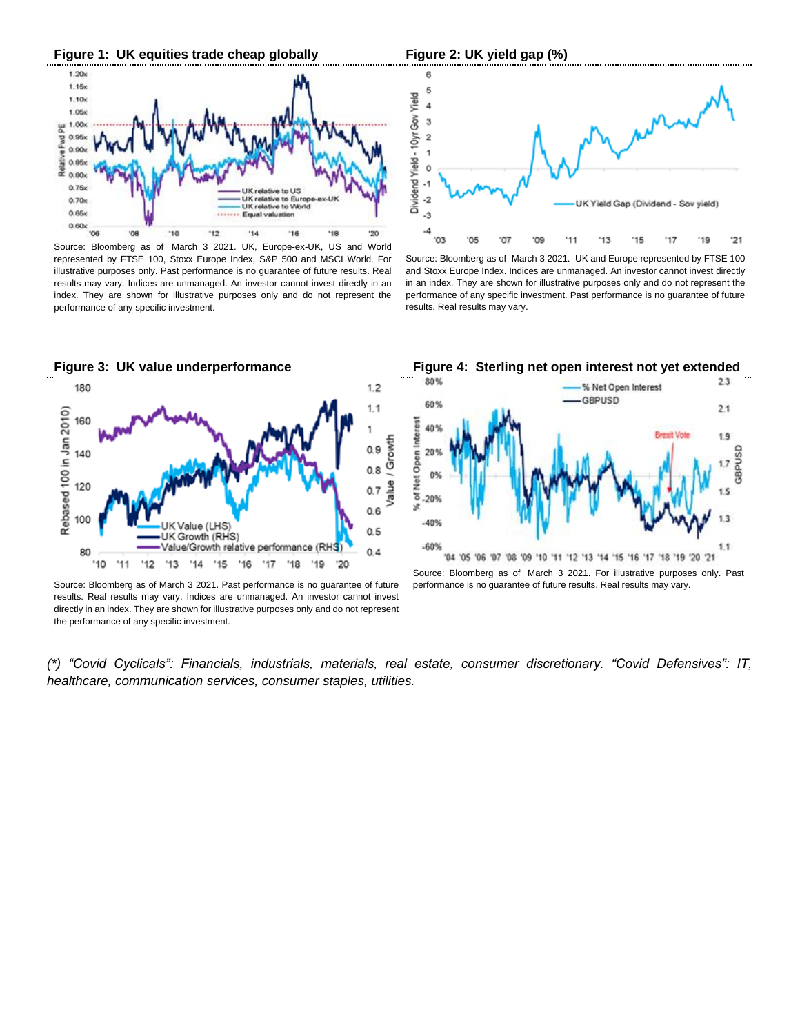**Figure 1: UK equities trade cheap globally**

Source: Bloomberg as of March 3 2021. UK, Europe-ex-UK, US and World represented by FTSE 100, Stoxx Europe Index, S&P 500 and MSCI World. For illustrative purposes only. Past performance is no guarantee of future results. Real results may vary. Indices are unmanaged. An investor cannot invest directly in an index. They are shown for illustrative purposes only and do not represent the performance of any specific investment.

**Figure 2: UK yield gap (%)**

Source: Bloomberg as of March 3 2021. UK and Europe represented by FTSE 100 and Stoxx Europe Index. Indices are unmanaged. An investor cannot invest directly in an index. They are shown for illustrative purposes only and do not represent the performance of any specific investment. Past performance is no guarantee of future results. Real results may vary.

**Figure 3: UK value underperformance**

Source: Bloomberg as of March 3 2021. Past performance is no guarantee of future results. Real results may vary. Indices are unmanaged. An investor cannot invest directly in an index. They are shown for illustrative purposes only and do not represent the performance of any specific investment.

**Figure 4: Sterling net open interest not yet extended**

Source: Bloomberg as of March 3 2021. For illustrative purposes only. Past performance is no guarantee of future results. Real results may vary.

*(\*) "Covid Cyclicals": Financials, industrials, materials, real estate, consumer discretionary. "Covid Defensives": IT, healthcare, communication services, consumer staples, utilities.*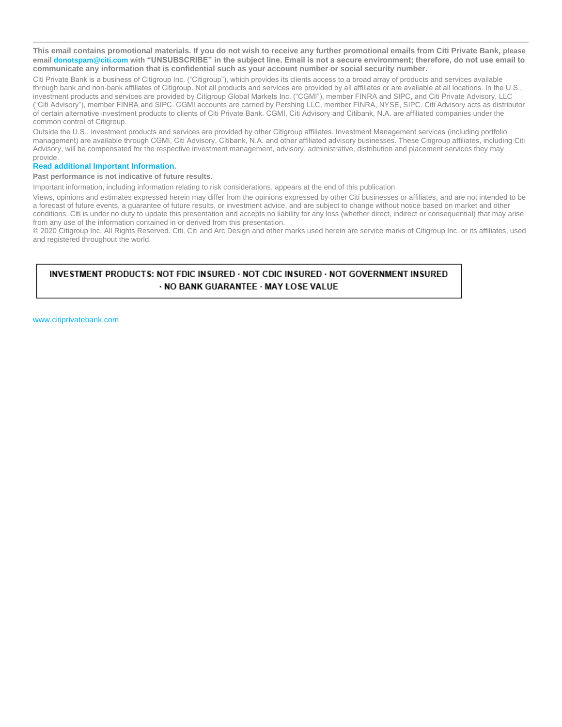**This email contains promotional materials. If you do not wish to receive any further promotional emails from Citi Private Bank, please email donotspam@citi.com with "UNSUBSCRIBE" in the subject line. Email is not a secure environment; therefore, do not use email to communicate any information that is confidential such as your account number or social security number.**

Citi Private Bank is a business of Citigroup Inc. ("Citigroup"), which provides its clients access to a broad array of products and services available through bank and non-bank affiliates of Citigroup. Not all products and services are provided by all affiliates or are available at all locations. In the U.S., investment products and services are provided by Citigroup Global Markets Inc. ("CGMI"), member FINRA and SIPC, and Citi Private Advisory, LLC ("Citi Advisory"), member FINRA and SIPC. CGMI accounts are carried by Pershing LLC, member FINRA, NYSE, SIPC. Citi Advisory acts as distributor of certain alternative investment products to clients of Citi Private Bank. CGMI, Citi Advisory and Citibank, N.A. are affiliated companies under the common control of Citigroup.

Outside the U.S., investment products and services are provided by other Citigroup affiliates. Investment Management services (including portfolio management) are available through CGMI, Citi Advisory, Citibank, N.A. and other affiliated advisory businesses. These Citigroup affiliates, including Citi Advisory, will be compensated for the respective investment management, advisory, administrative, distribution and placement services they may provide.

**Read additional Important Information.**

**Past performance is not indicative of future results.**

Important information, including information relating to risk considerations, appears at the end of this publication.

Views, opinions and estimates expressed herein may differ from the opinions expressed by other Citi businesses or affiliates, and are not intended to be a forecast of future events, a guarantee of future results, or investment advice, and are subject to change without notice based on market and other conditions. Citi is under no duty to update this presentation and accepts no liability for any loss (whether direct, indirect or consequential) that may arise from any use of the information contained in or derived from this presentation.

© 2020 Citigroup Inc. All Rights Reserved. Citi, Citi and Arc Design and other marks used herein are service marks of Citigroup Inc. or its affiliates, used and registered throughout the world.

**INVESTMENT PRODUCTS: NOT FDIC INSURED · NOT CDIC INSURED · NOT GOVERNMENT INSURED · NO BANK GUARANTEE · MAY LOSE VALUE**

www.citiprivatebank.com